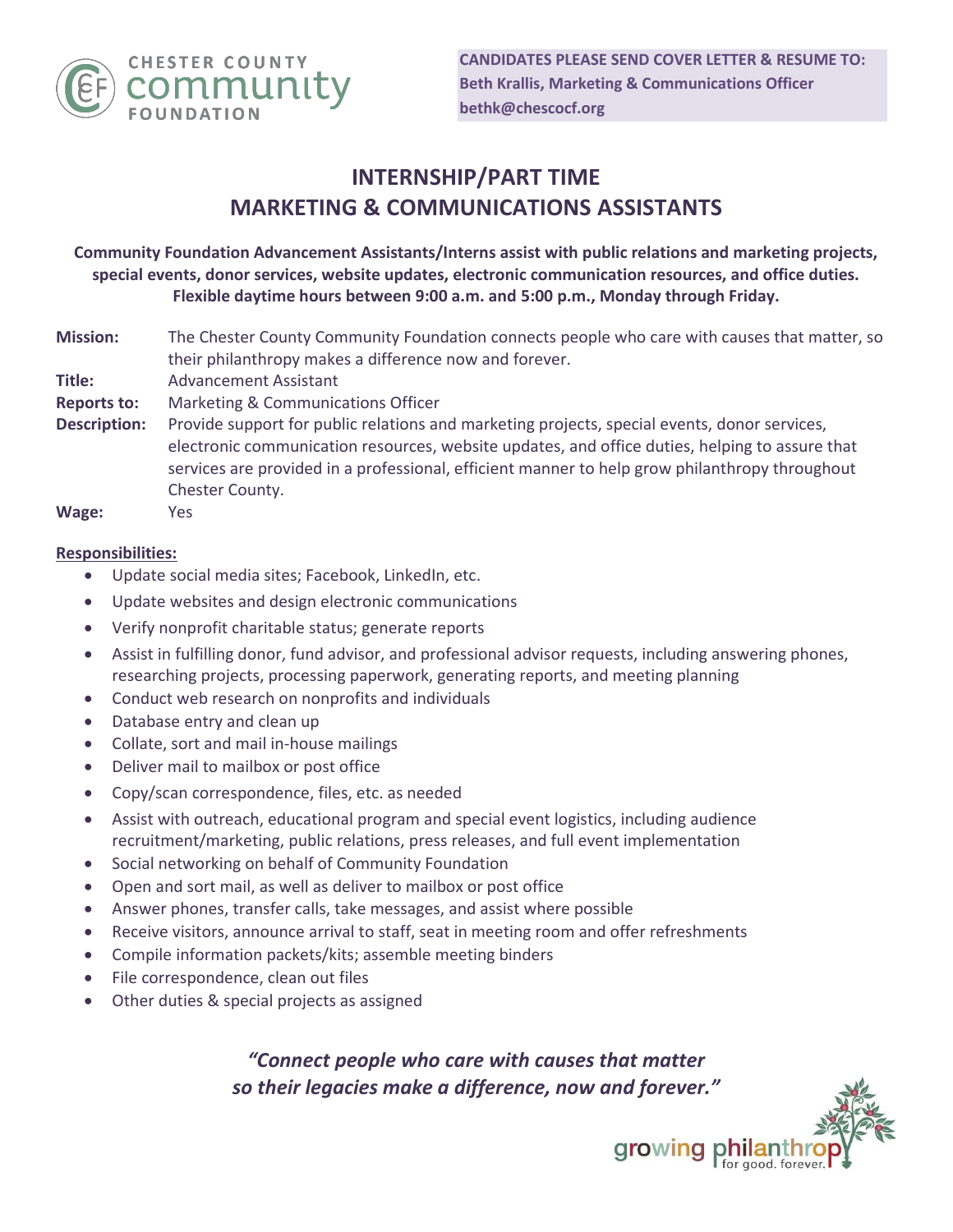**CANDIDATES PLEASE SEND COVER LETTER & RESUME TO:**
**Beth Krallis, Marketing & Communications Officer**
**bethk@chescocf.org**

# INTERNSHIP/PART TIME
# MARKETING & COMMUNICATIONS ASSISTANTS

**Community Foundation Advancement Assistants/Interns assist with public relations and marketing projects, special events, donor services, website updates, electronic communication resources, and office duties. Flexible daytime hours between 9:00 a.m. and 5:00 p.m., Monday through Friday.**

**Mission:** The Chester County Community Foundation connects people who care with causes that matter, so their philanthropy makes a difference now and forever.

**Title:** Advancement Assistant

**Reports to:** Marketing & Communications Officer

**Description:** Provide support for public relations and marketing projects, special events, donor services, electronic communication resources, website updates, and office duties, helping to assure that services are provided in a professional, efficient manner to help grow philanthropy throughout Chester County.

**Wage:** Yes

**Responsibilities:**

- Update social media sites; Facebook, LinkedIn, etc.
- Update websites and design electronic communications
- Verify nonprofit charitable status; generate reports
- Assist in fulfilling donor, fund advisor, and professional advisor requests, including answering phones, researching projects, processing paperwork, generating reports, and meeting planning
- Conduct web research on nonprofits and individuals
- Database entry and clean up
- Collate, sort and mail in-house mailings
- Deliver mail to mailbox or post office
- Copy/scan correspondence, files, etc. as needed
- Assist with outreach, educational program and special event logistics, including audience recruitment/marketing, public relations, press releases, and full event implementation
- Social networking on behalf of Community Foundation
- Open and sort mail, as well as deliver to mailbox or post office
- Answer phones, transfer calls, take messages, and assist where possible
- Receive visitors, announce arrival to staff, seat in meeting room and offer refreshments
- Compile information packets/kits; assemble meeting binders
- File correspondence, clean out files
- Other duties & special projects as assigned

***"Connect people who care with causes that matter so their legacies make a difference, now and forever."***

growing philanthropy
for good. forever.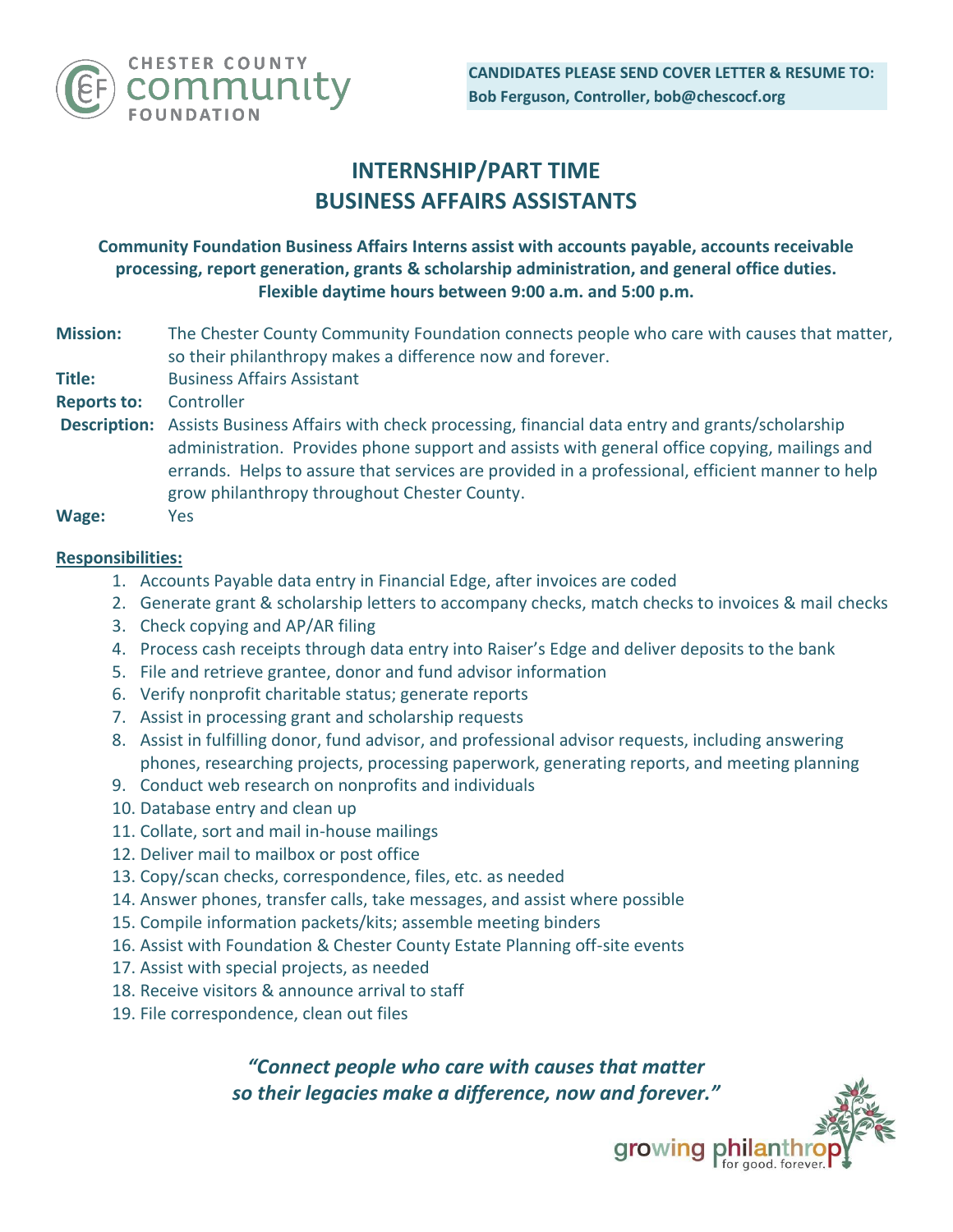CHESTER COUNTY community FOUNDATION

**CANDIDATES PLEASE SEND COVER LETTER & RESUME TO:**
**Bob Ferguson, Controller, bob@chescocf.org**

# INTERNSHIP/PART TIME
# BUSINESS AFFAIRS ASSISTANTS

**Community Foundation Business Affairs Interns assist with accounts payable, accounts receivable processing, report generation, grants & scholarship administration, and general office duties. Flexible daytime hours between 9:00 a.m. and 5:00 p.m.**

**Mission:** The Chester County Community Foundation connects people who care with causes that matter, so their philanthropy makes a difference now and forever.

**Title:** Business Affairs Assistant

**Reports to:** Controller

**Description:** Assists Business Affairs with check processing, financial data entry and grants/scholarship administration. Provides phone support and assists with general office copying, mailings and errands. Helps to assure that services are provided in a professional, efficient manner to help grow philanthropy throughout Chester County.

**Wage:** Yes

**Responsibilities:**

1. Accounts Payable data entry in Financial Edge, after invoices are coded
2. Generate grant & scholarship letters to accompany checks, match checks to invoices & mail checks
3. Check copying and AP/AR filing
4. Process cash receipts through data entry into Raiser's Edge and deliver deposits to the bank
5. File and retrieve grantee, donor and fund advisor information
6. Verify nonprofit charitable status; generate reports
7. Assist in processing grant and scholarship requests
8. Assist in fulfilling donor, fund advisor, and professional advisor requests, including answering phones, researching projects, processing paperwork, generating reports, and meeting planning
9. Conduct web research on nonprofits and individuals
10. Database entry and clean up
11. Collate, sort and mail in-house mailings
12. Deliver mail to mailbox or post office
13. Copy/scan checks, correspondence, files, etc. as needed
14. Answer phones, transfer calls, take messages, and assist where possible
15. Compile information packets/kits; assemble meeting binders
16. Assist with Foundation & Chester County Estate Planning off-site events
17. Assist with special projects, as needed
18. Receive visitors & announce arrival to staff
19. File correspondence, clean out files

***"Connect people who care with causes that matter so their legacies make a difference, now and forever."***

growing philanthropy for good. forever.